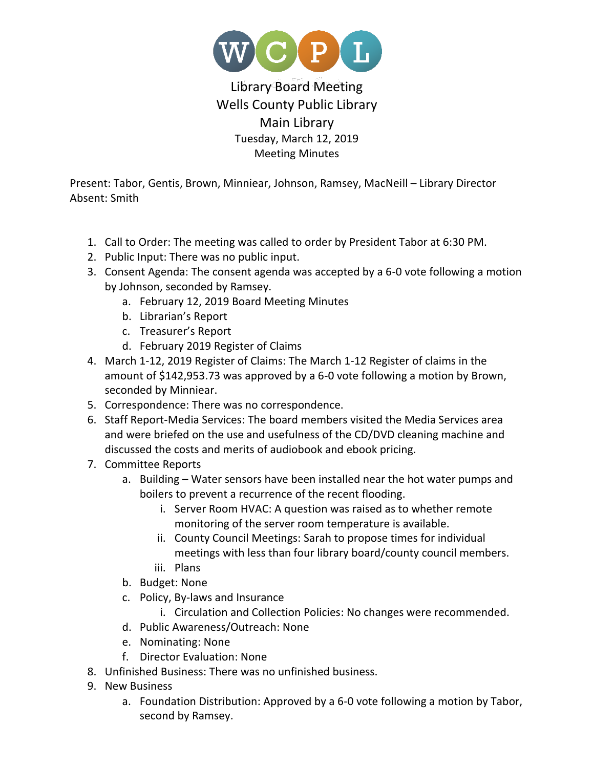# Library Board Meeting
## Wells County Public Library
## Main Library

Tuesday, March 12, 2019

Meeting Minutes

Present: Tabor, Gentis, Brown, Minniear, Johnson, Ramsey, MacNeill – Library Director
Absent: Smith

1. Call to Order: The meeting was called to order by President Tabor at 6:30 PM.
2. Public Input: There was no public input.
3. Consent Agenda: The consent agenda was accepted by a 6-0 vote following a motion by Johnson, seconded by Ramsey.
    a. February 12, 2019 Board Meeting Minutes
    b. Librarian's Report
    c. Treasurer's Report
    d. February 2019 Register of Claims
4. March 1-12, 2019 Register of Claims: The March 1-12 Register of claims in the amount of $142,953.73 was approved by a 6-0 vote following a motion by Brown, seconded by Minniear.
5. Correspondence: There was no correspondence.
6. Staff Report-Media Services: The board members visited the Media Services area and were briefed on the use and usefulness of the CD/DVD cleaning machine and discussed the costs and merits of audiobook and ebook pricing.
7. Committee Reports
    a. Building – Water sensors have been installed near the hot water pumps and boilers to prevent a recurrence of the recent flooding.
        i. Server Room HVAC: A question was raised as to whether remote monitoring of the server room temperature is available.
        ii. County Council Meetings: Sarah to propose times for individual meetings with less than four library board/county council members.
        iii. Plans
    b. Budget: None
    c. Policy, By-laws and Insurance
        i. Circulation and Collection Policies: No changes were recommended.
    d. Public Awareness/Outreach: None
    e. Nominating: None
    f. Director Evaluation: None
8. Unfinished Business: There was no unfinished business.
9. New Business
    a. Foundation Distribution: Approved by a 6-0 vote following a motion by Tabor, second by Ramsey.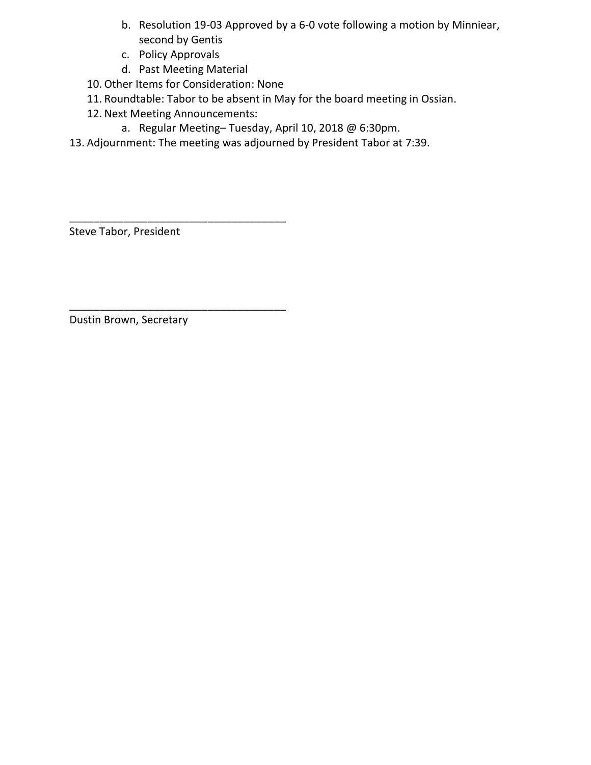b. Resolution 19-03 Approved by a 6-0 vote following a motion by Minniear, second by Gentis
    c. Policy Approvals
    d. Past Meeting Material

10. Other Items for Consideration: None
11. Roundtable: Tabor to be absent in May for the board meeting in Ossian.
12. Next Meeting Announcements:
    a. Regular Meeting– Tuesday, April 10, 2018 @ 6:30pm.
13. Adjournment: The meeting was adjourned by President Tabor at 7:39.

\_\_\_\_\_\_\_\_\_\_\_\_\_\_\_\_\_\_\_\_\_\_\_\_\_\_\_\_\_\_\_\_\_\_\_\_

Steve Tabor, President

\_\_\_\_\_\_\_\_\_\_\_\_\_\_\_\_\_\_\_\_\_\_\_\_\_\_\_\_\_\_\_\_\_\_\_\_

Dustin Brown, Secretary